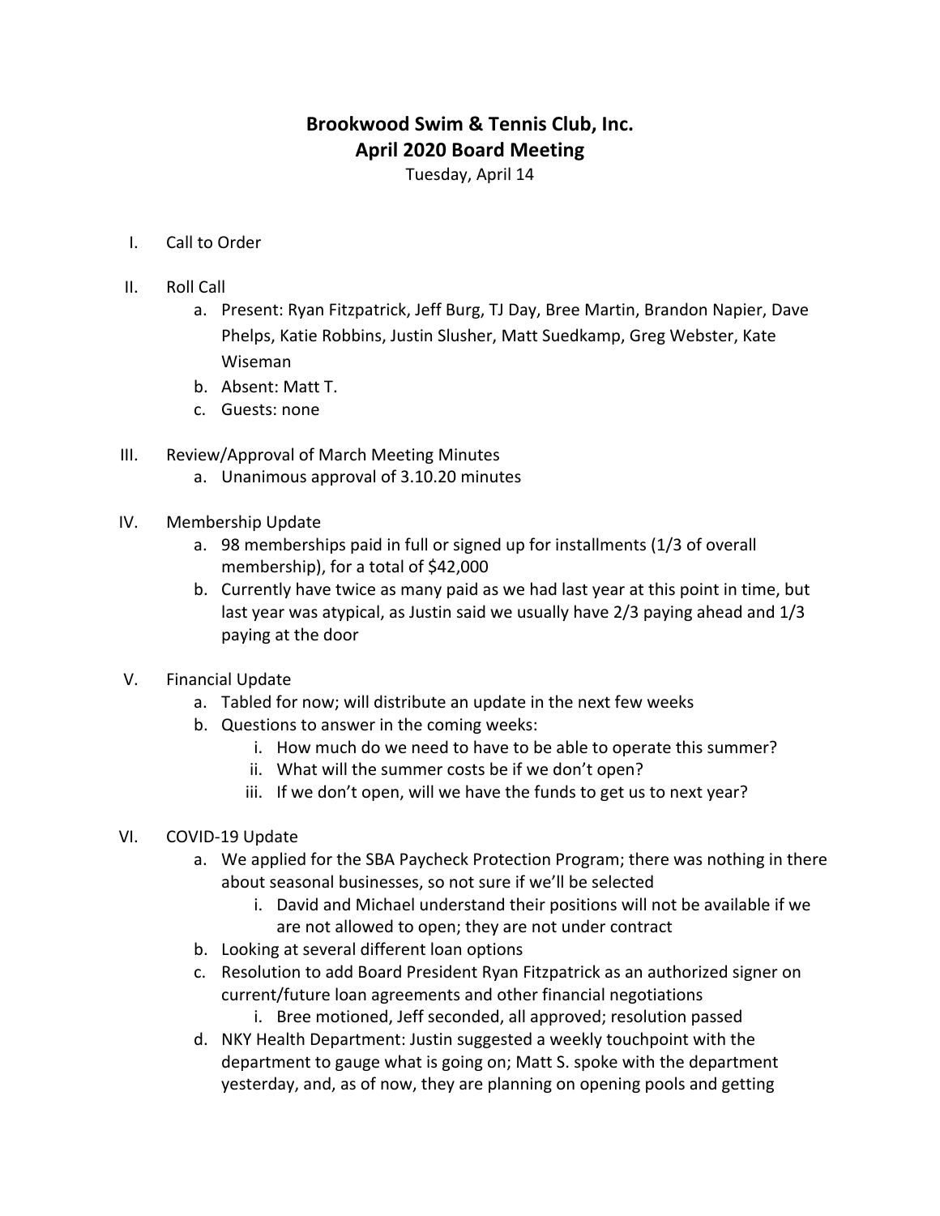# Brookwood Swim & Tennis Club, Inc.
## April 2020 Board Meeting

Tuesday, April 14

I. Call to Order

II. Roll Call
   a. Present: Ryan Fitzpatrick, Jeff Burg, TJ Day, Bree Martin, Brandon Napier, Dave Phelps, Katie Robbins, Justin Slusher, Matt Suedkamp, Greg Webster, Kate Wiseman
   b. Absent: Matt T.
   c. Guests: none

III. Review/Approval of March Meeting Minutes
   a. Unanimous approval of 3.10.20 minutes

IV. Membership Update
   a. 98 memberships paid in full or signed up for installments (1/3 of overall membership), for a total of $42,000
   b. Currently have twice as many paid as we had last year at this point in time, but last year was atypical, as Justin said we usually have 2/3 paying ahead and 1/3 paying at the door

V. Financial Update
   a. Tabled for now; will distribute an update in the next few weeks
   b. Questions to answer in the coming weeks:
      i. How much do we need to have to be able to operate this summer?
      ii. What will the summer costs be if we don't open?
      iii. If we don't open, will we have the funds to get us to next year?

VI. COVID-19 Update
   a. We applied for the SBA Paycheck Protection Program; there was nothing in there about seasonal businesses, so not sure if we'll be selected
      i. David and Michael understand their positions will not be available if we are not allowed to open; they are not under contract
   b. Looking at several different loan options
   c. Resolution to add Board President Ryan Fitzpatrick as an authorized signer on current/future loan agreements and other financial negotiations
      i. Bree motioned, Jeff seconded, all approved; resolution passed
   d. NKY Health Department: Justin suggested a weekly touchpoint with the department to gauge what is going on; Matt S. spoke with the department yesterday, and, as of now, they are planning on opening pools and getting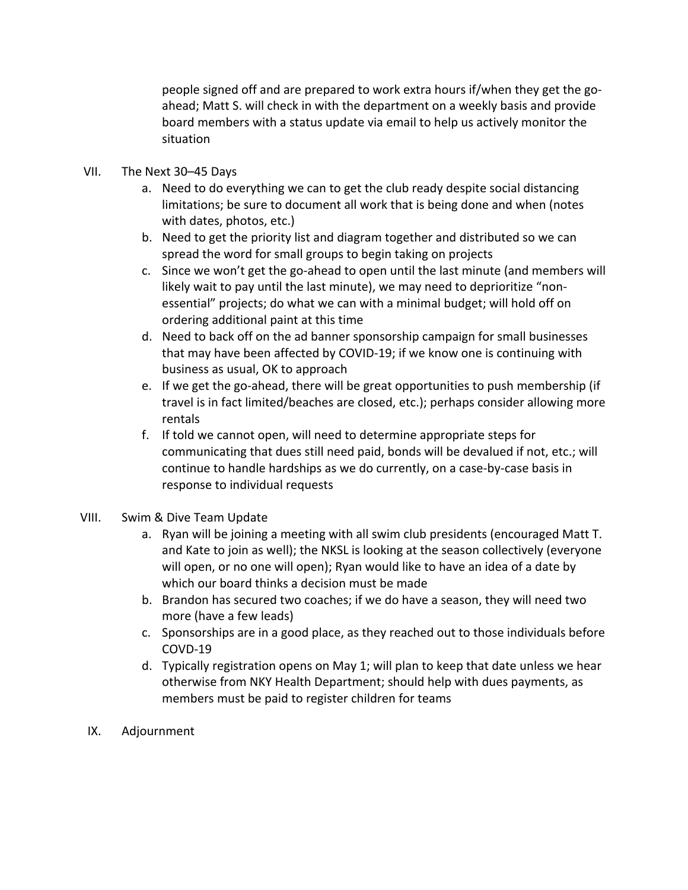people signed off and are prepared to work extra hours if/when they get the go-ahead; Matt S. will check in with the department on a weekly basis and provide board members with a status update via email to help us actively monitor the situation

VII. The Next 30–45 Days

  a. Need to do everything we can to get the club ready despite social distancing limitations; be sure to document all work that is being done and when (notes with dates, photos, etc.)
  b. Need to get the priority list and diagram together and distributed so we can spread the word for small groups to begin taking on projects
  c. Since we won't get the go-ahead to open until the last minute (and members will likely wait to pay until the last minute), we may need to deprioritize "non-essential" projects; do what we can with a minimal budget; will hold off on ordering additional paint at this time
  d. Need to back off on the ad banner sponsorship campaign for small businesses that may have been affected by COVID-19; if we know one is continuing with business as usual, OK to approach
  e. If we get the go-ahead, there will be great opportunities to push membership (if travel is in fact limited/beaches are closed, etc.); perhaps consider allowing more rentals
  f. If told we cannot open, will need to determine appropriate steps for communicating that dues still need paid, bonds will be devalued if not, etc.; will continue to handle hardships as we do currently, on a case-by-case basis in response to individual requests

VIII. Swim & Dive Team Update

  a. Ryan will be joining a meeting with all swim club presidents (encouraged Matt T. and Kate to join as well); the NKSL is looking at the season collectively (everyone will open, or no one will open); Ryan would like to have an idea of a date by which our board thinks a decision must be made
  b. Brandon has secured two coaches; if we do have a season, they will need two more (have a few leads)
  c. Sponsorships are in a good place, as they reached out to those individuals before COVD-19
  d. Typically registration opens on May 1; will plan to keep that date unless we hear otherwise from NKY Health Department; should help with dues payments, as members must be paid to register children for teams

IX. Adjournment